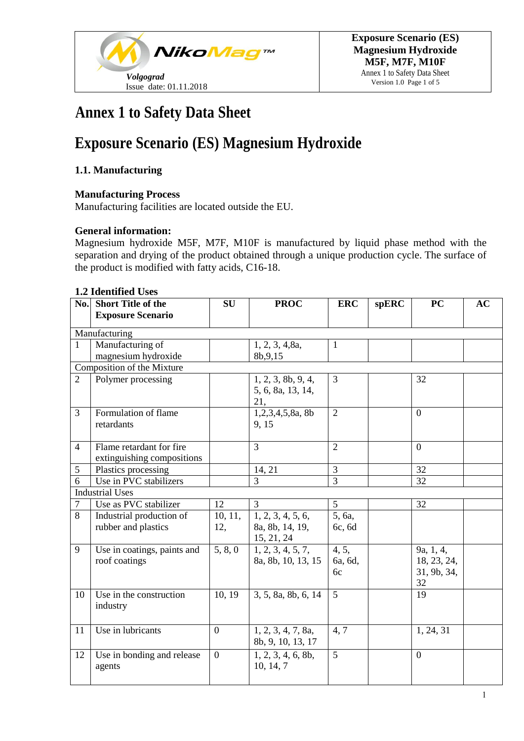# Annex 1 to Safety Data Sheet

# Exposure Scenario (ES) Magnesium Hydroxide

### 1.1. Manufacturing

**Manufacturing Process**

Manufacturing facilities are located outside the EU.

**General information:**

Magnesium hydroxide M5F, M7F, M10F is manufactured by liquid phase method with the separation and drying of the product obtained through a unique production cycle. The surface of the product is modified with fatty acids, C16-18.

### 1.2 Identified Uses

| No. | Short Title of the Exposure Scenario | SU | PROC | ERC | spERC | PC | AC |
|---|---|---|---|---|---|---|---|
| Manufacturing | | | | | | | |
| 1 | Manufacturing of magnesium hydroxide | | 1, 2, 3, 4,8a, 8b,9,15 | 1 | | | |
| Composition of the Mixture | | | | | | | |
| 2 | Polymer processing | | 1, 2, 3, 8b, 9, 4, 5, 6, 8a, 13, 14, 21, | 3 | | 32 | |
| 3 | Formulation of flame retardants | | 1,2,3,4,5,8a, 8b 9, 15 | 2 | | 0 | |
| 4 | Flame retardant for fire extinguishing compositions | | 3 | 2 | | 0 | |
| 5 | Plastics processing | | 14, 21 | 3 | | 32 | |
| 6 | Use in PVC stabilizers | | 3 | 3 | | 32 | |
| Industrial Uses | | | | | | | |
| 7 | Use as PVC stabilizer | 12 | 3 | 5 | | 32 | |
| 8 | Industrial production of rubber and plastics | 10, 11, 12, | 1, 2, 3, 4, 5, 6, 8a, 8b, 14, 19, 15, 21, 24 | 5, 6a, 6c, 6d | | | |
| 9 | Use in coatings, paints and roof coatings | 5, 8, 0 | 1, 2, 3, 4, 5, 7, 8a, 8b, 10, 13, 15 | 4, 5, 6a, 6d, 6c | | 9a, 1, 4, 18, 23, 24, 31, 9b, 34, 32 | |
| 10 | Use in the construction industry | 10, 19 | 3, 5, 8a, 8b, 6, 14 | 5 | | 19 | |
| 11 | Use in lubricants | 0 | 1, 2, 3, 4, 7, 8a, 8b, 9, 10, 13, 17 | 4, 7 | | 1, 24, 31 | |
| 12 | Use in bonding and release agents | 0 | 1, 2, 3, 4, 6, 8b, 10, 14, 7 | 5 | | 0 | |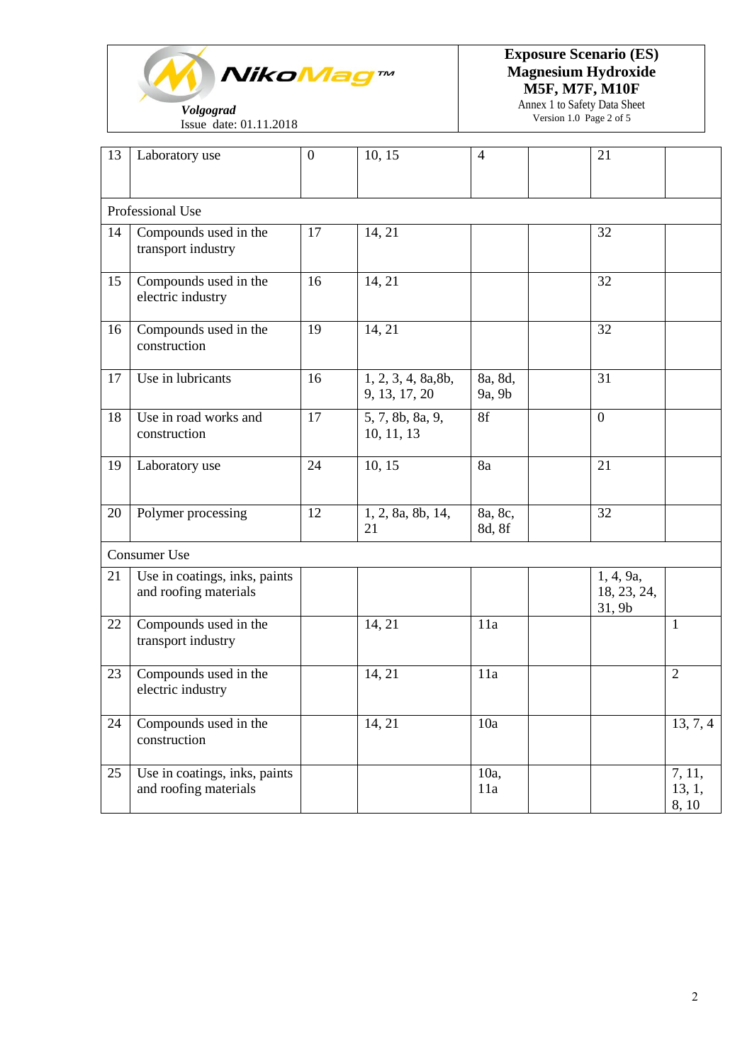| 13 | Laboratory use | 0 | 10, 15 | 4 | | 21 | |
|---|---|---|---|---|---|---|---|
| Professional Use | | | | | | | |
| 14 | Compounds used in the transport industry | 17 | 14, 21 | | | 32 | |
| 15 | Compounds used in the electric industry | 16 | 14, 21 | | | 32 | |
| 16 | Compounds used in the construction | 19 | 14, 21 | | | 32 | |
| 17 | Use in lubricants | 16 | 1, 2, 3, 4, 8a,8b, 9, 13, 17, 20 | 8a, 8d, 9a, 9b | | 31 | |
| 18 | Use in road works and construction | 17 | 5, 7, 8b, 8a, 9, 10, 11, 13 | 8f | | 0 | |
| 19 | Laboratory use | 24 | 10, 15 | 8a | | 21 | |
| 20 | Polymer processing | 12 | 1, 2, 8a, 8b, 14, 21 | 8a, 8c, 8d, 8f | | 32 | |
| Consumer Use | | | | | | | |
| 21 | Use in coatings, inks, paints and roofing materials | | | | | 1, 4, 9a, 18, 23, 24, 31, 9b | |
| 22 | Compounds used in the transport industry | | 14, 21 | 11a | | | 1 |
| 23 | Compounds used in the electric industry | | 14, 21 | 11a | | | 2 |
| 24 | Compounds used in the construction | | 14, 21 | 10a | | | 13, 7, 4 |
| 25 | Use in coatings, inks, paints and roofing materials | | | 10a, 11a | | | 7, 11, 13, 1, 8, 10 |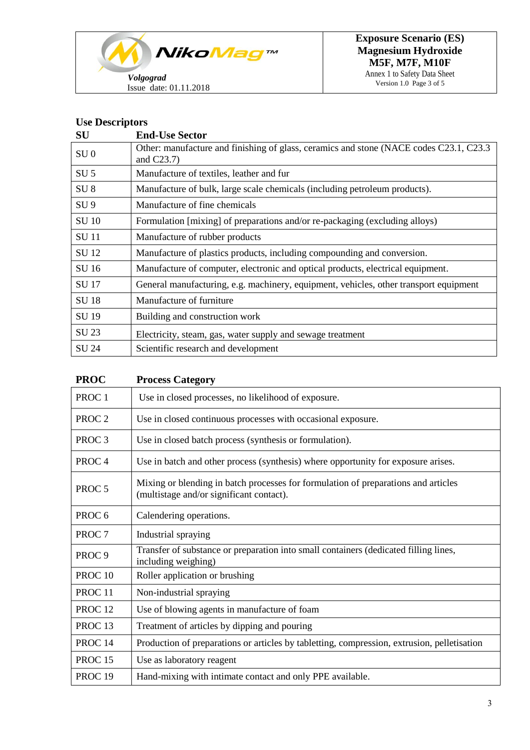## Use Descriptors

| SU | End-Use Sector |
|---|---|
| SU 0 | Other: manufacture and finishing of glass, ceramics and stone (NACE codes C23.1, C23.3 and C23.7) |
| SU 5 | Manufacture of textiles, leather and fur |
| SU 8 | Manufacture of bulk, large scale chemicals (including petroleum products). |
| SU 9 | Manufacture of fine chemicals |
| SU 10 | Formulation [mixing] of preparations and/or re-packaging (excluding alloys) |
| SU 11 | Manufacture of rubber products |
| SU 12 | Manufacture of plastics products, including compounding and conversion. |
| SU 16 | Manufacture of computer, electronic and optical products, electrical equipment. |
| SU 17 | General manufacturing, e.g. machinery, equipment, vehicles, other transport equipment |
| SU 18 | Manufacture of furniture |
| SU 19 | Building and construction work |
| SU 23 | Electricity, steam, gas, water supply and sewage treatment |
| SU 24 | Scientific research and development |

| PROC | Process Category |
|---|---|
| PROC 1 | Use in closed processes, no likelihood of exposure. |
| PROC 2 | Use in closed continuous processes with occasional exposure. |
| PROC 3 | Use in closed batch process (synthesis or formulation). |
| PROC 4 | Use in batch and other process (synthesis) where opportunity for exposure arises. |
| PROC 5 | Mixing or blending in batch processes for formulation of preparations and articles (multistage and/or significant contact). |
| PROC 6 | Calendering operations. |
| PROC 7 | Industrial spraying |
| PROC 9 | Transfer of substance or preparation into small containers (dedicated filling lines, including weighing) |
| PROC 10 | Roller application or brushing |
| PROC 11 | Non-industrial spraying |
| PROC 12 | Use of blowing agents in manufacture of foam |
| PROC 13 | Treatment of articles by dipping and pouring |
| PROC 14 | Production of preparations or articles by tabletting, compression, extrusion, pelletisation |
| PROC 15 | Use as laboratory reagent |
| PROC 19 | Hand-mixing with intimate contact and only PPE available. |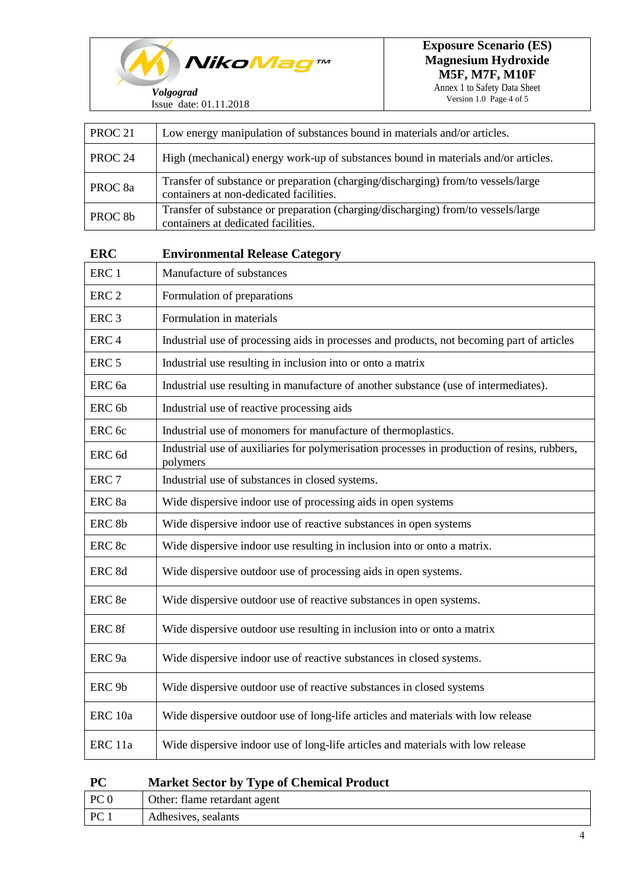| PROC 21 | Low energy manipulation of substances bound in materials and/or articles. |
|---|---|
| PROC 24 | High (mechanical) energy work-up of substances bound in materials and/or articles. |
| PROC 8a | Transfer of substance or preparation (charging/discharging) from/to vessels/large containers at non-dedicated facilities. |
| PROC 8b | Transfer of substance or preparation (charging/discharging) from/to vessels/large containers at dedicated facilities. |

| **ERC** | **Environmental Release Category** |
|---|---|
| ERC 1 | Manufacture of substances |
| ERC 2 | Formulation of preparations |
| ERC 3 | Formulation in materials |
| ERC 4 | Industrial use of processing aids in processes and products, not becoming part of articles |
| ERC 5 | Industrial use resulting in inclusion into or onto a matrix |
| ERC 6a | Industrial use resulting in manufacture of another substance (use of intermediates). |
| ERC 6b | Industrial use of reactive processing aids |
| ERC 6c | Industrial use of monomers for manufacture of thermoplastics. |
| ERC 6d | Industrial use of auxiliaries for polymerisation processes in production of resins, rubbers, polymers |
| ERC 7 | Industrial use of substances in closed systems. |
| ERC 8a | Wide dispersive indoor use of processing aids in open systems |
| ERC 8b | Wide dispersive indoor use of reactive substances in open systems |
| ERC 8c | Wide dispersive indoor use resulting in inclusion into or onto a matrix. |
| ERC 8d | Wide dispersive outdoor use of processing aids in open systems. |
| ERC 8e | Wide dispersive outdoor use of reactive substances in open systems. |
| ERC 8f | Wide dispersive outdoor use resulting in inclusion into or onto a matrix |
| ERC 9a | Wide dispersive indoor use of reactive substances in closed systems. |
| ERC 9b | Wide dispersive outdoor use of reactive substances in closed systems |
| ERC 10a | Wide dispersive outdoor use of long-life articles and materials with low release |
| ERC 11a | Wide dispersive indoor use of long-life articles and materials with low release |

| **PC** | **Market Sector by Type of Chemical Product** |
|---|---|
| PC 0 | Other: flame retardant agent |
| PC 1 | Adhesives, sealants |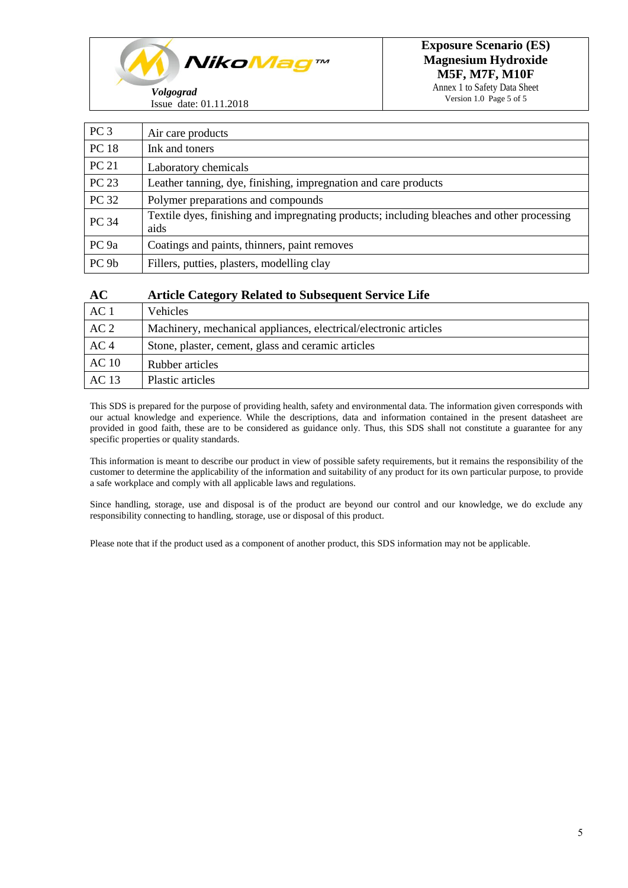| | |
|---|---|
| PC 3 | Air care products |
| PC 18 | Ink and toners |
| PC 21 | Laboratory chemicals |
| PC 23 | Leather tanning, dye, finishing, impregnation and care products |
| PC 32 | Polymer preparations and compounds |
| PC 34 | Textile dyes, finishing and impregnating products; including bleaches and other processing aids |
| PC 9a | Coatings and paints, thinners, paint removes |
| PC 9b | Fillers, putties, plasters, modelling clay |

| AC | Article Category Related to Subsequent Service Life |
|---|---|
| AC 1 | Vehicles |
| AC 2 | Machinery, mechanical appliances, electrical/electronic articles |
| AC 4 | Stone, plaster, cement, glass and ceramic articles |
| AC 10 | Rubber articles |
| AC 13 | Plastic articles |

This SDS is prepared for the purpose of providing health, safety and environmental data. The information given corresponds with our actual knowledge and experience. While the descriptions, data and information contained in the present datasheet are provided in good faith, these are to be considered as guidance only. Thus, this SDS shall not constitute a guarantee for any specific properties or quality standards.

This information is meant to describe our product in view of possible safety requirements, but it remains the responsibility of the customer to determine the applicability of the information and suitability of any product for its own particular purpose, to provide a safe workplace and comply with all applicable laws and regulations.

Since handling, storage, use and disposal is of the product are beyond our control and our knowledge, we do exclude any responsibility connecting to handling, storage, use or disposal of this product.

Please note that if the product used as a component of another product, this SDS information may not be applicable.